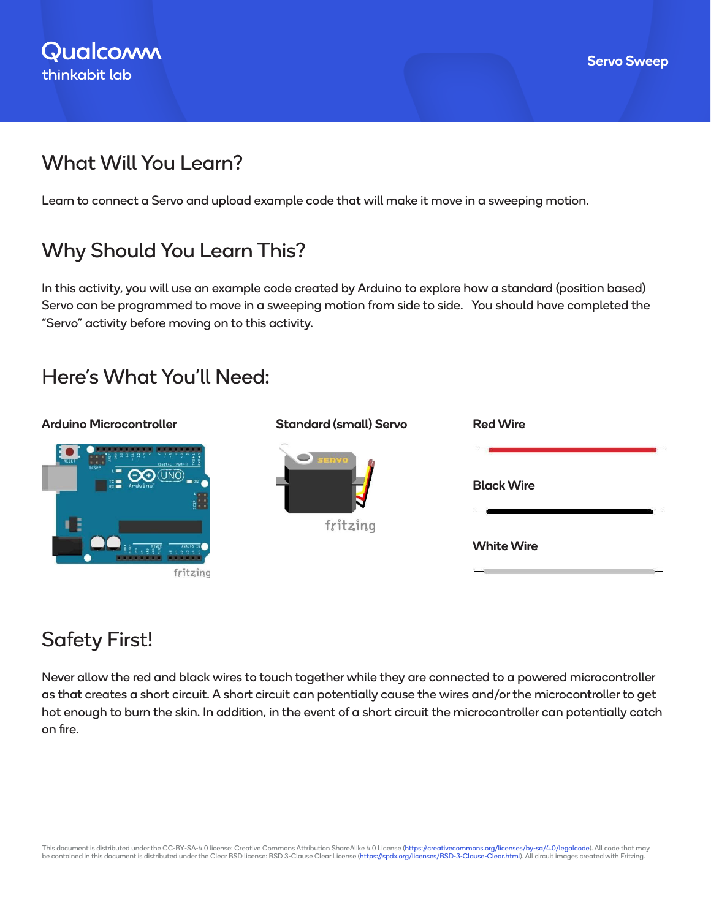Qualcomm
thinkabit lab

Servo Sweep

## What Will You Learn?

Learn to connect a Servo and upload example code that will make it move in a sweeping motion.

## Why Should You Learn This?

In this activity, you will use an example code created by Arduino to explore how a standard (position based) Servo can be programmed to move in a sweeping motion from side to side.   You should have completed the "Servo" activity before moving on to this activity.

## Here's What You'll Need:

**Arduino Microcontroller**

**Standard (small) Servo**

**Red Wire**

**Black Wire**

**White Wire**

## Safety First!

Never allow the red and black wires to touch together while they are connected to a powered microcontroller as that creates a short circuit. A short circuit can potentially cause the wires and/or the microcontroller to get hot enough to burn the skin. In addition, in the event of a short circuit the microcontroller can potentially catch on fire.

This document is distributed under the CC-BY-SA-4.0 license: Creative Commons Attribution ShareAlike 4.0 License (https://creativecommons.org/licenses/by-sa/4.0/legalcode). All code that may be contained in this document is distributed under the Clear BSD license: BSD 3-Clause Clear License (https://spdx.org/licenses/BSD-3-Clause-Clear.html). All circuit images created with Fritzing.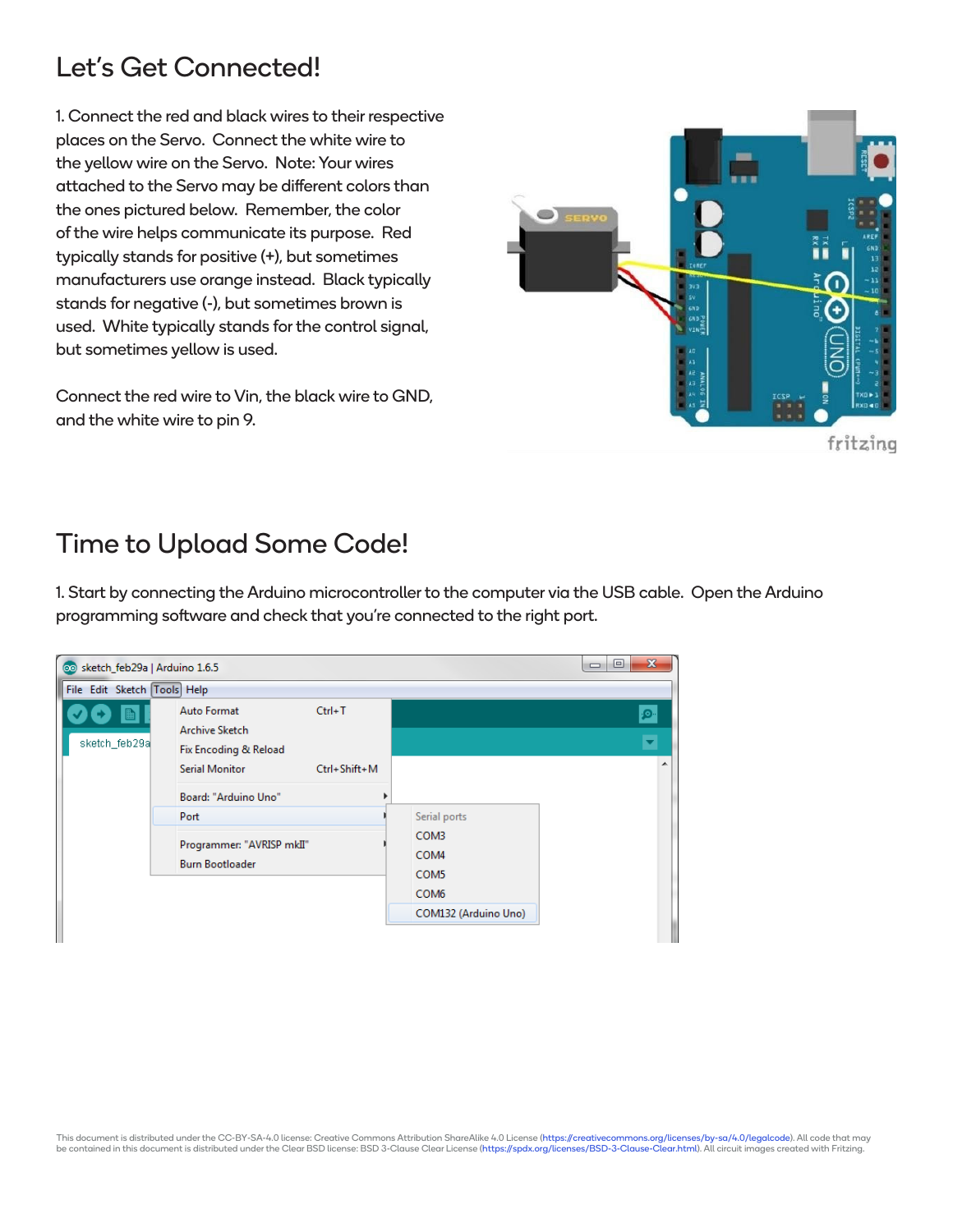# Let's Get Connected!

1. Connect the red and black wires to their respective places on the Servo. Connect the white wire to the yellow wire on the Servo. Note: Your wires attached to the Servo may be different colors than the ones pictured below. Remember, the color of the wire helps communicate its purpose. Red typically stands for positive (+), but sometimes manufacturers use orange instead. Black typically stands for negative (-), but sometimes brown is used. White typically stands for the control signal, but sometimes yellow is used.

Connect the red wire to Vin, the black wire to GND, and the white wire to pin 9.

# Time to Upload Some Code!

1. Start by connecting the Arduino microcontroller to the computer via the USB cable. Open the Arduino programming software and check that you're connected to the right port.

This document is distributed under the CC-BY-SA-4.0 license: Creative Commons Attribution ShareAlike 4.0 License (https://creativecommons.org/licenses/by-sa/4.0/legalcode). All code that may be contained in this document is distributed under the Clear BSD license: BSD 3-Clause Clear License (https://spdx.org/licenses/BSD-3-Clause-Clear.html). All circuit images created with Fritzing.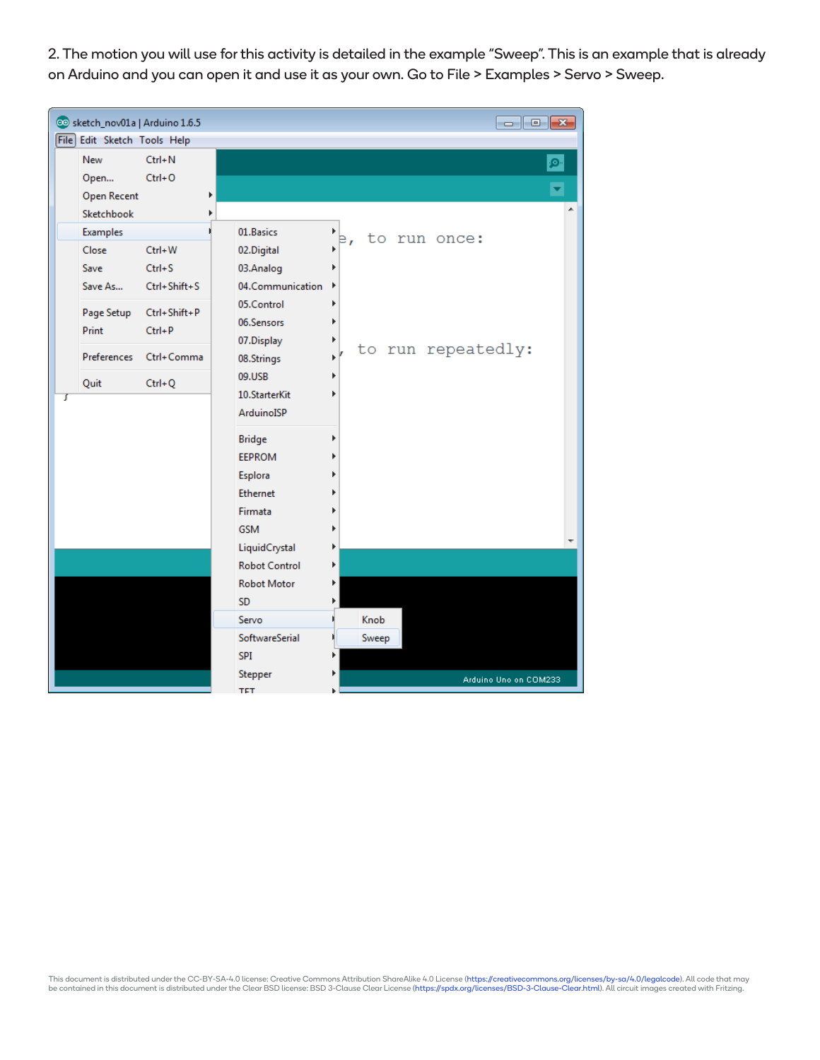2. The motion you will use for this activity is detailed in the example "Sweep". This is an example that is already on Arduino and you can open it and use it as your own. Go to File > Examples > Servo > Sweep.

This document is distributed under the CC-BY-SA-4.0 license: Creative Commons Attribution ShareAlike 4.0 License (https://creativecommons.org/licenses/by-sa/4.0/legalcode). All code that may be contained in this document is distributed under the Clear BSD license: BSD 3-Clause Clear License (https://spdx.org/licenses/BSD-3-Clause-Clear.html). All circuit images created with Fritzing.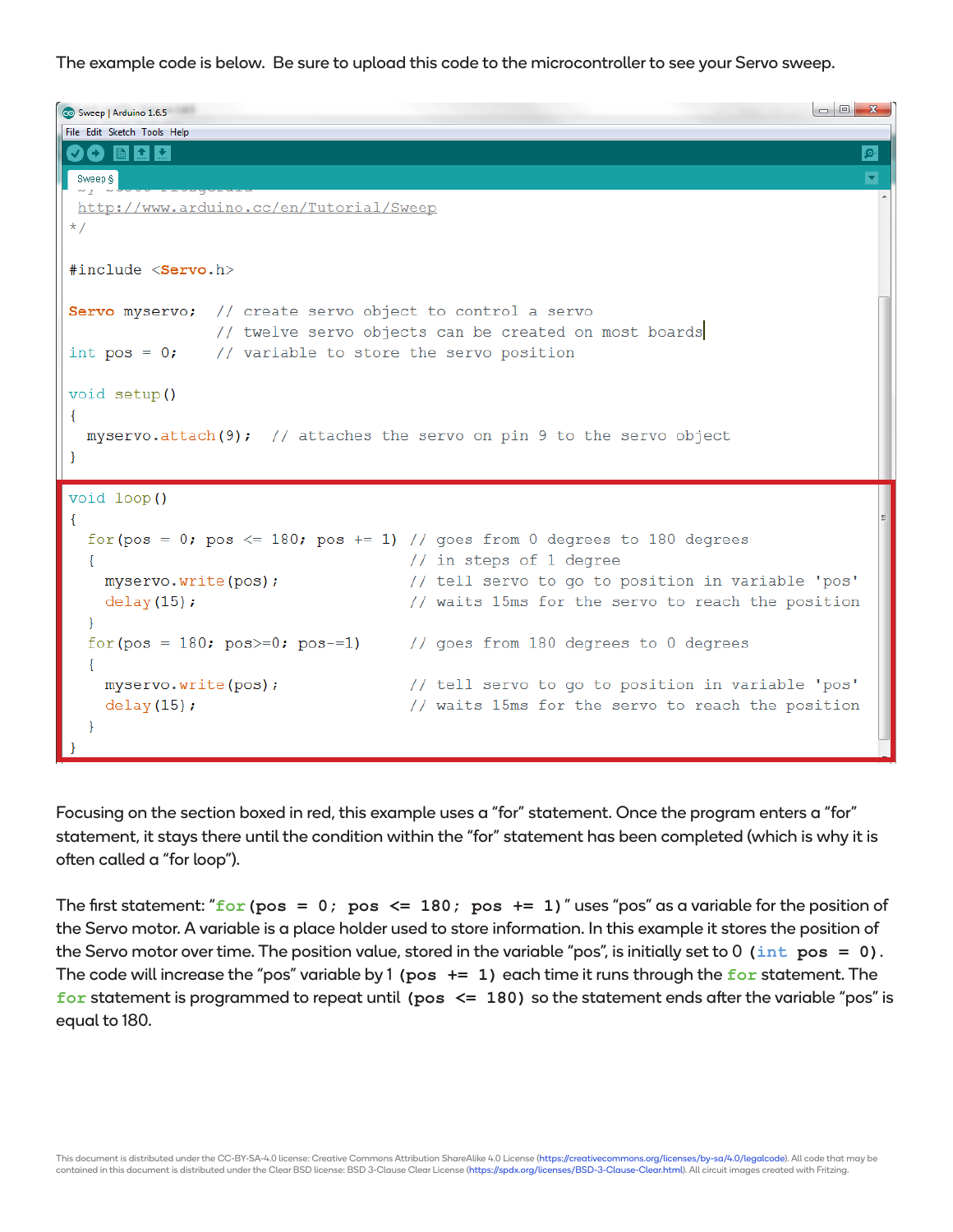The example code is below. Be sure to upload this code to the microcontroller to see your Servo sweep.

```
http://www.arduino.cc/en/Tutorial/Sweep
*/

#include <Servo.h>

Servo myservo;  // create servo object to control a servo
                // twelve servo objects can be created on most boards

int pos = 0;    // variable to store the servo position

void setup()
{
  myservo.attach(9);  // attaches the servo on pin 9 to the servo object
}

void loop()
{
  for(pos = 0; pos <= 180; pos += 1) // goes from 0 degrees to 180 degrees
  {                                  // in steps of 1 degree
    myservo.write(pos);              // tell servo to go to position in variable 'pos'
    delay(15);                       // waits 15ms for the servo to reach the position
  }
  for(pos = 180; pos>=0; pos-=1)     // goes from 180 degrees to 0 degrees
  {
    myservo.write(pos);              // tell servo to go to position in variable 'pos'
    delay(15);                       // waits 15ms for the servo to reach the position
  }
}
```

Focusing on the section boxed in red, this example uses a "for" statement. Once the program enters a "for" statement, it stays there until the condition within the "for" statement has been completed (which is why it is often called a "for loop").

The first statement: "`for(pos = 0; pos <= 180; pos += 1)`" uses "pos" as a variable for the position of the Servo motor. A variable is a place holder used to store information. In this example it stores the position of the Servo motor over time. The position value, stored in the variable "pos", is initially set to 0 (`int pos = 0`). The code will increase the "pos" variable by 1 (`pos += 1`) each time it runs through the `for` statement. The `for` statement is programmed to repeat until (`pos <= 180`) so the statement ends after the variable "pos" is equal to 180.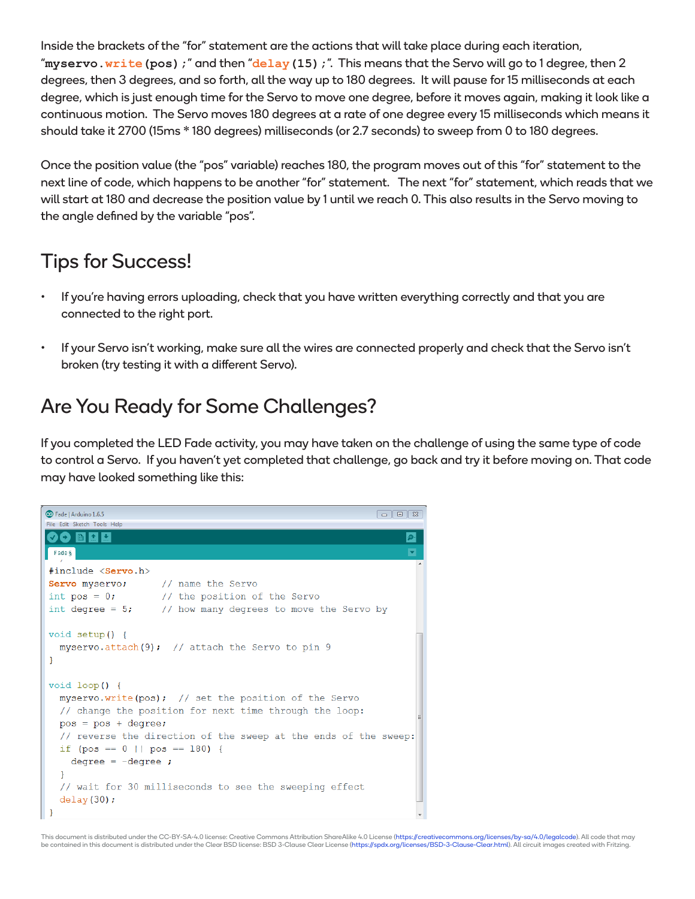Inside the brackets of the “for” statement are the actions that will take place during each iteration, “`myservo.write(pos);`” and then “`delay(15);`”. This means that the Servo will go to 1 degree, then 2 degrees, then 3 degrees, and so forth, all the way up to 180 degrees. It will pause for 15 milliseconds at each degree, which is just enough time for the Servo to move one degree, before it moves again, making it look like a continuous motion. The Servo moves 180 degrees at a rate of one degree every 15 milliseconds which means it should take it 2700 (15ms * 180 degrees) milliseconds (or 2.7 seconds) to sweep from 0 to 180 degrees.

Once the position value (the “pos” variable) reaches 180, the program moves out of this “for” statement to the next line of code, which happens to be another “for” statement. The next “for” statement, which reads that we will start at 180 and decrease the position value by 1 until we reach 0. This also results in the Servo moving to the angle defined by the variable “pos”.

## Tips for Success!

- If you’re having errors uploading, check that you have written everything correctly and that you are connected to the right port.
- If your Servo isn’t working, make sure all the wires are connected properly and check that the Servo isn’t broken (try testing it with a different Servo).

## Are You Ready for Some Challenges?

If you completed the LED Fade activity, you may have taken on the challenge of using the same type of code to control a Servo. If you haven’t yet completed that challenge, go back and try it before moving on. That code may have looked something like this:

```
#include <Servo.h>
Servo myservo;      // name the Servo
int pos = 0;        // the position of the Servo
int degree = 5;     // how many degrees to move the Servo by

void setup() {
  myservo.attach(9);  // attach the Servo to pin 9
}

void loop() {
  myservo.write(pos);  // set the position of the Servo
  // change the position for next time through the loop:
  pos = pos + degree;
  // reverse the direction of the sweep at the ends of the sweep:
  if (pos == 0 || pos == 180) {
    degree = -degree ;
  }
  // wait for 30 milliseconds to see the sweeping effect
  delay(30);
}
```

This document is distributed under the CC-BY-SA-4.0 license: Creative Commons Attribution ShareAlike 4.0 License (https://creativecommons.org/licenses/by-sa/4.0/legalcode). All code that may be contained in this document is distributed under the Clear BSD license: BSD 3-Clause Clear License (https://spdx.org/licenses/BSD-3-Clause-Clear.html). All circuit images created with Fritzing.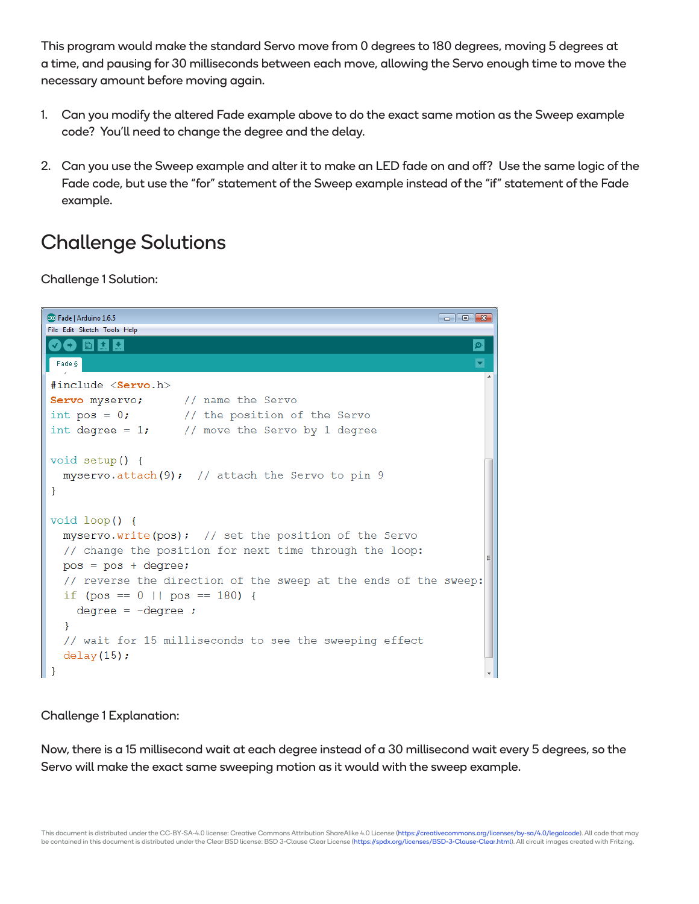This program would make the standard Servo move from 0 degrees to 180 degrees, moving 5 degrees at a time, and pausing for 30 milliseconds between each move, allowing the Servo enough time to move the necessary amount before moving again.

1. Can you modify the altered Fade example above to do the exact same motion as the Sweep example code? You'll need to change the degree and the delay.

2. Can you use the Sweep example and alter it to make an LED fade on and off? Use the same logic of the Fade code, but use the "for" statement of the Sweep example instead of the "if" statement of the Fade example.

# Challenge Solutions

Challenge 1 Solution:

```
#include <Servo.h>
Servo myservo;       // name the Servo
int pos = 0;         // the position of the Servo
int degree = 1;      // move the Servo by 1 degree

void setup() {
  myservo.attach(9);  // attach the Servo to pin 9
}

void loop() {
  myservo.write(pos);  // set the position of the Servo
  // change the position for next time through the loop:
  pos = pos + degree;
  // reverse the direction of the sweep at the ends of the sweep:
  if (pos == 0 || pos == 180) {
    degree = -degree ;
  }
  // wait for 15 milliseconds to see the sweeping effect
  delay(15);
}
```

Challenge 1 Explanation:

Now, there is a 15 millisecond wait at each degree instead of a 30 millisecond wait every 5 degrees, so the Servo will make the exact same sweeping motion as it would with the sweep example.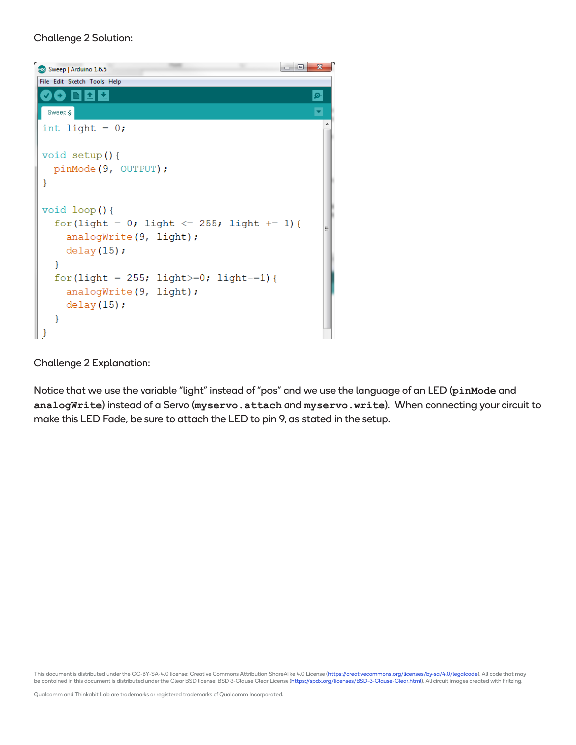Challenge 2 Solution:

```
int light = 0;

void setup(){
  pinMode(9, OUTPUT);
}

void loop(){
  for(light = 0; light <= 255; light += 1){
    analogWrite(9, light);
    delay(15);
  }
  for(light = 255; light>=0; light-=1){
    analogWrite(9, light);
    delay(15);
  }
}
```

Challenge 2 Explanation:

Notice that we use the variable "light" instead of "pos" and we use the language of an LED (**`pinMode`** and **`analogWrite`**) instead of a Servo (**`myservo.attach`** and **`myservo.write`**). When connecting your circuit to make this LED Fade, be sure to attach the LED to pin 9, as stated in the setup.

This document is distributed under the CC-BY-SA-4.0 license: Creative Commons Attribution ShareAlike 4.0 License (https://creativecommons.org/licenses/by-sa/4.0/legalcode). All code that may be contained in this document is distributed under the Clear BSD license: BSD 3-Clause Clear License (https://spdx.org/licenses/BSD-3-Clause-Clear.html). All circuit images created with Fritzing.

Qualcomm and Thinkabit Lab are trademarks or registered trademarks of Qualcomm Incorporated.